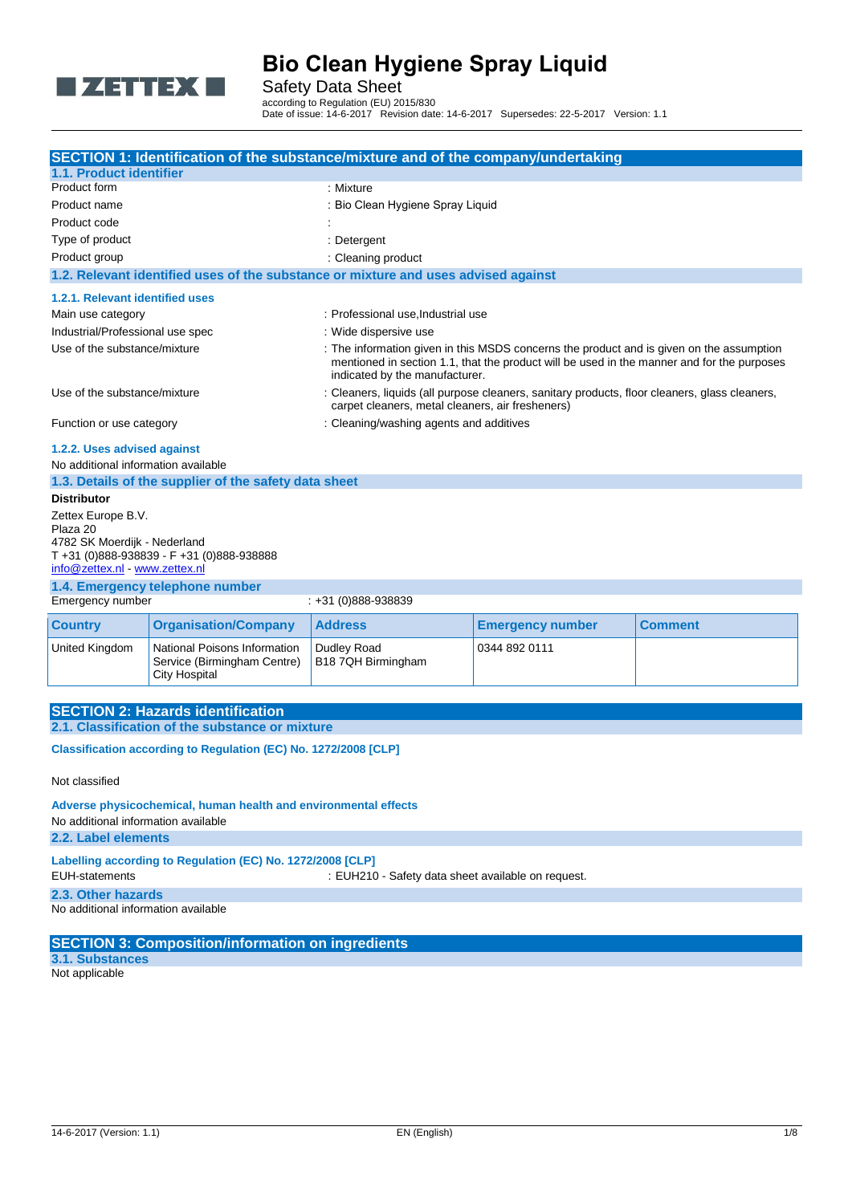# Bio Clean Hygiene Spray Liquid

Safety Data Sheet

according to Regulation (EU) 2015/830

Date of issue: 14-6-2017 Revision date: 14-6-2017 Supersedes: 22-5-2017 Version: 1.1

## SECTION 1: Identification of the substance/mixture and of the company/undertaking

### 1.1. Product identifier

| | |
|---|---|
| Product form | : Mixture |
| Product name | : Bio Clean Hygiene Spray Liquid |
| Product code | : |
| Type of product | : Detergent |
| Product group | : Cleaning product |

### 1.2. Relevant identified uses of the substance or mixture and uses advised against

#### 1.2.1. Relevant identified uses

| | |
|---|---|
| Main use category | : Professional use,Industrial use |
| Industrial/Professional use spec | : Wide dispersive use |
| Use of the substance/mixture | : The information given in this MSDS concerns the product and is given on the assumption mentioned in section 1.1, that the product will be used in the manner and for the purposes indicated by the manufacturer. |
| Use of the substance/mixture | : Cleaners, liquids (all purpose cleaners, sanitary products, floor cleaners, glass cleaners, carpet cleaners, metal cleaners, air fresheners) |
| Function or use category | : Cleaning/washing agents and additives |

#### 1.2.2. Uses advised against

No additional information available

### 1.3. Details of the supplier of the safety data sheet

**Distributor**

Zettex Europe B.V.
Plaza 20
4782 SK Moerdijk - Nederland
T +31 (0)888-938839 - F +31 (0)888-938888
info@zettex.nl - www.zettex.nl

### 1.4. Emergency telephone number

Emergency number : +31 (0)888-938839

| Country | Organisation/Company | Address | Emergency number | Comment |
|---|---|---|---|---|
| United Kingdom | National Poisons Information Service (Birmingham Centre) City Hospital | Dudley Road B18 7QH Birmingham | 0344 892 0111 | |

## SECTION 2: Hazards identification

### 2.1. Classification of the substance or mixture

**Classification according to Regulation (EC) No. 1272/2008 [CLP]**

Not classified

**Adverse physicochemical, human health and environmental effects**

No additional information available

### 2.2. Label elements

**Labelling according to Regulation (EC) No. 1272/2008 [CLP]**

EUH-statements : EUH210 - Safety data sheet available on request.

### 2.3. Other hazards

No additional information available

## SECTION 3: Composition/information on ingredients

### 3.1. Substances

Not applicable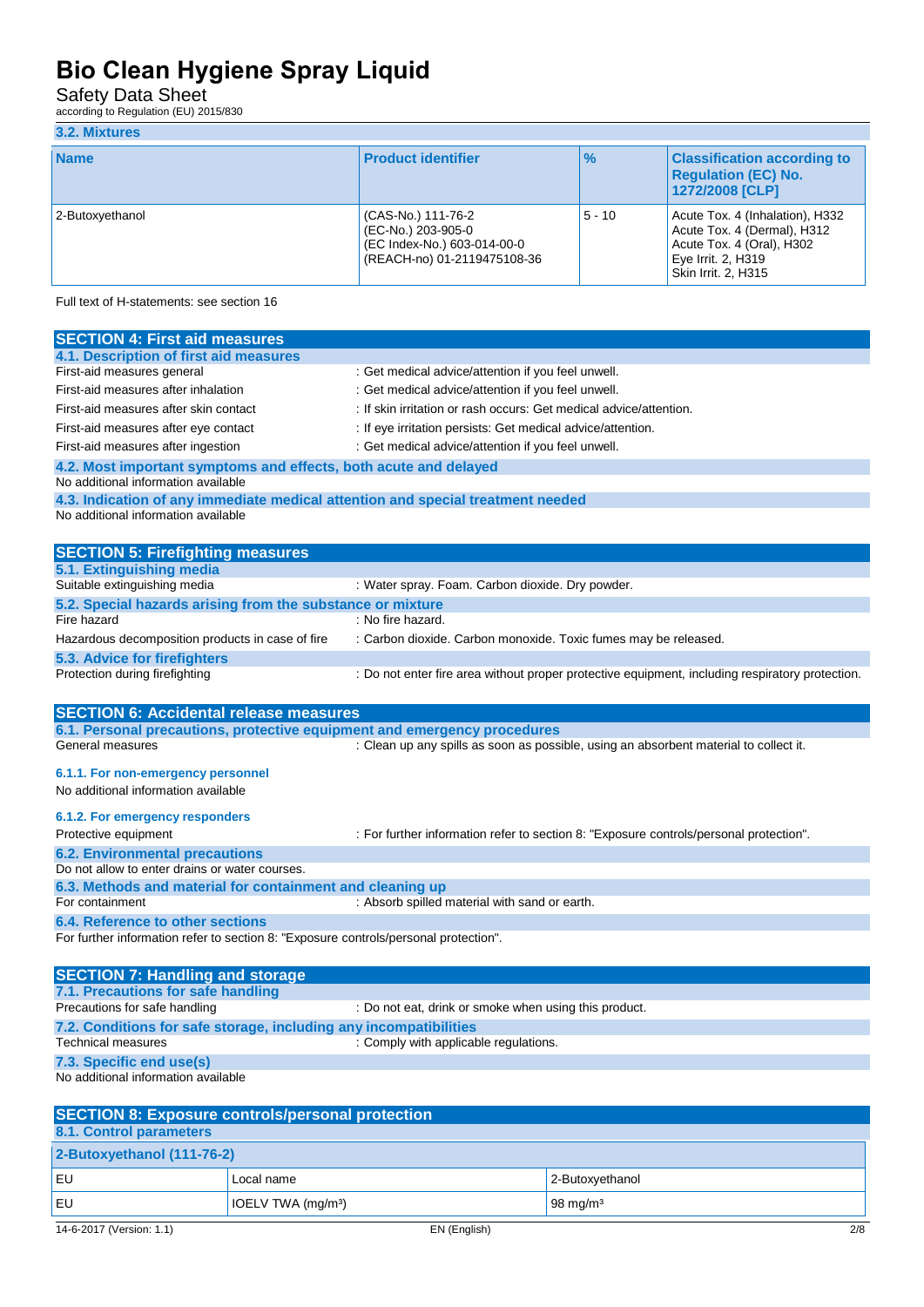### 3.2. Mixtures

| Name | Product identifier | % | Classification according to Regulation (EC) No. 1272/2008 [CLP] |
|---|---|---|---|
| 2-Butoxyethanol | (CAS-No.) 111-76-2<br>(EC-No.) 203-905-0<br>(EC Index-No.) 603-014-00-0<br>(REACH-no) 01-2119475108-36 | 5 - 10 | Acute Tox. 4 (Inhalation), H332<br>Acute Tox. 4 (Dermal), H312<br>Acute Tox. 4 (Oral), H302<br>Eye Irrit. 2, H319<br>Skin Irrit. 2, H315 |

Full text of H-statements: see section 16

## SECTION 4: First aid measures

### 4.1. Description of first aid measures

First-aid measures general : Get medical advice/attention if you feel unwell.

First-aid measures after inhalation : Get medical advice/attention if you feel unwell.

First-aid measures after skin contact : If skin irritation or rash occurs: Get medical advice/attention.

First-aid measures after eye contact : If eye irritation persists: Get medical advice/attention.

First-aid measures after ingestion : Get medical advice/attention if you feel unwell.

### 4.2. Most important symptoms and effects, both acute and delayed

No additional information available

### 4.3. Indication of any immediate medical attention and special treatment needed

No additional information available

## SECTION 5: Firefighting measures

### 5.1. Extinguishing media

Suitable extinguishing media : Water spray. Foam. Carbon dioxide. Dry powder.

### 5.2. Special hazards arising from the substance or mixture

Fire hazard : No fire hazard.

Hazardous decomposition products in case of fire : Carbon dioxide. Carbon monoxide. Toxic fumes may be released.

### 5.3. Advice for firefighters

Protection during firefighting : Do not enter fire area without proper protective equipment, including respiratory protection.

## SECTION 6: Accidental release measures

### 6.1. Personal precautions, protective equipment and emergency procedures

General measures : Clean up any spills as soon as possible, using an absorbent material to collect it.

#### 6.1.1. For non-emergency personnel

No additional information available

#### 6.1.2. For emergency responders

Protective equipment : For further information refer to section 8: "Exposure controls/personal protection".

### 6.2. Environmental precautions

Do not allow to enter drains or water courses.

### 6.3. Methods and material for containment and cleaning up

For containment : Absorb spilled material with sand or earth.

### 6.4. Reference to other sections

For further information refer to section 8: "Exposure controls/personal protection".

## SECTION 7: Handling and storage

### 7.1. Precautions for safe handling

Precautions for safe handling : Do not eat, drink or smoke when using this product.

### 7.2. Conditions for safe storage, including any incompatibilities

Technical measures : Comply with applicable regulations.

### 7.3. Specific end use(s)

No additional information available

## SECTION 8: Exposure controls/personal protection

### 8.1. Control parameters

| 2-Butoxyethanol (111-76-2) | | |
|---|---|---|
| EU | Local name | 2-Butoxyethanol |
| EU | IOELV TWA (mg/m³) | 98 mg/m³ |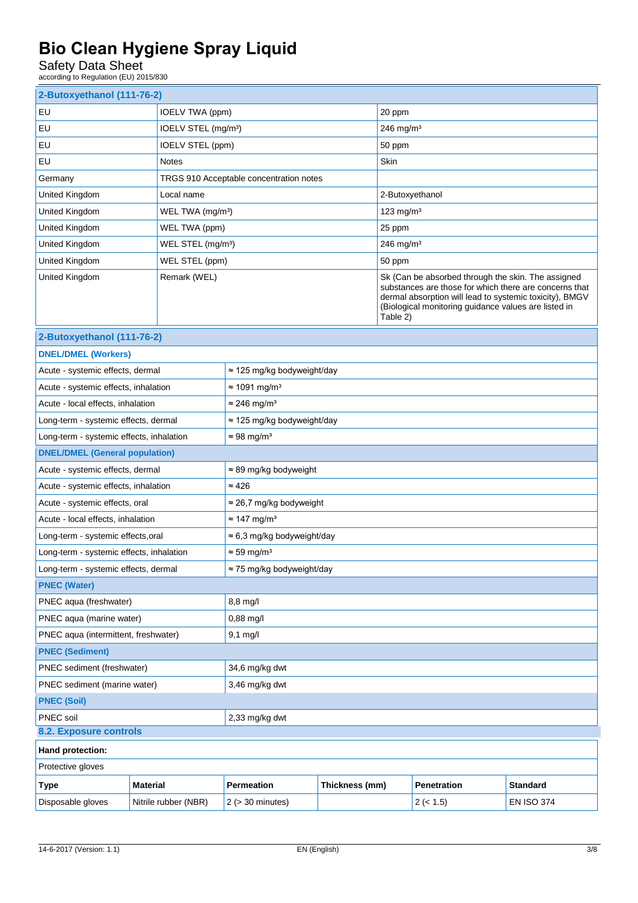| 2-Butoxyethanol (111-76-2) | | |
|---|---|---|
| EU | IOELV TWA (ppm) | 20 ppm |
| EU | IOELV STEL (mg/m³) | 246 mg/m³ |
| EU | IOELV STEL (ppm) | 50 ppm |
| EU | Notes | Skin |
| Germany | TRGS 910 Acceptable concentration notes | |
| United Kingdom | Local name | 2-Butoxyethanol |
| United Kingdom | WEL TWA (mg/m³) | 123 mg/m³ |
| United Kingdom | WEL TWA (ppm) | 25 ppm |
| United Kingdom | WEL STEL (mg/m³) | 246 mg/m³ |
| United Kingdom | WEL STEL (ppm) | 50 ppm |
| United Kingdom | Remark (WEL) | Sk (Can be absorbed through the skin. The assigned substances are those for which there are concerns that dermal absorption will lead to systemic toxicity), BMGV (Biological monitoring guidance values are listed in Table 2) |

| 2-Butoxyethanol (111-76-2) | |
|---|---|
| **DNEL/DMEL (Workers)** | |
| Acute - systemic effects, dermal | ≈ 125 mg/kg bodyweight/day |
| Acute - systemic effects, inhalation | ≈ 1091 mg/m³ |
| Acute - local effects, inhalation | ≈ 246 mg/m³ |
| Long-term - systemic effects, dermal | ≈ 125 mg/kg bodyweight/day |
| Long-term - systemic effects, inhalation | ≈ 98 mg/m³ |
| **DNEL/DMEL (General population)** | |
| Acute - systemic effects, dermal | ≈ 89 mg/kg bodyweight |
| Acute - systemic effects, inhalation | ≈ 426 |
| Acute - systemic effects, oral | ≈ 26,7 mg/kg bodyweight |
| Acute - local effects, inhalation | ≈ 147 mg/m³ |
| Long-term - systemic effects,oral | ≈ 6,3 mg/kg bodyweight/day |
| Long-term - systemic effects, inhalation | ≈ 59 mg/m³ |
| Long-term - systemic effects, dermal | ≈ 75 mg/kg bodyweight/day |
| **PNEC (Water)** | |
| PNEC aqua (freshwater) | 8,8 mg/l |
| PNEC aqua (marine water) | 0,88 mg/l |
| PNEC aqua (intermittent, freshwater) | 9,1 mg/l |
| **PNEC (Sediment)** | |
| PNEC sediment (freshwater) | 34,6 mg/kg dwt |
| PNEC sediment (marine water) | 3,46 mg/kg dwt |
| **PNEC (Soil)** | |
| PNEC soil | 2,33 mg/kg dwt |

## 8.2. Exposure controls

**Hand protection:**

Protective gloves

| Type | Material | Permeation | Thickness (mm) | Penetration | Standard |
|---|---|---|---|---|---|
| Disposable gloves | Nitrile rubber (NBR) | 2 (> 30 minutes) | | 2 (< 1.5) | EN ISO 374 |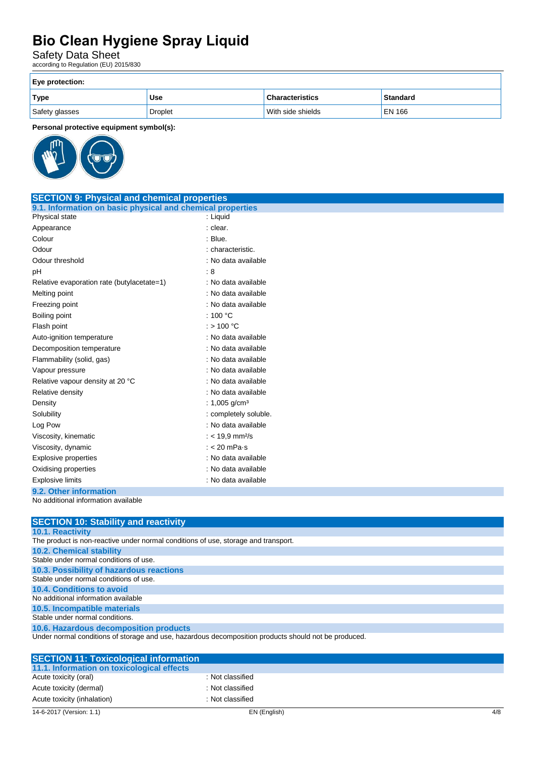**Eye protection:**

| Type | Use | Characteristics | Standard |
|---|---|---|---|
| Safety glasses | Droplet | With side shields | EN 166 |

**Personal protective equipment symbol(s):**

## SECTION 9: Physical and chemical properties

### 9.1. Information on basic physical and chemical properties

| | |
|---|---|
| Physical state | : Liquid |
| Appearance | : clear. |
| Colour | : Blue. |
| Odour | : characteristic. |
| Odour threshold | : No data available |
| pH | : 8 |
| Relative evaporation rate (butylacetate=1) | : No data available |
| Melting point | : No data available |
| Freezing point | : No data available |
| Boiling point | : 100 °C |
| Flash point | : > 100 °C |
| Auto-ignition temperature | : No data available |
| Decomposition temperature | : No data available |
| Flammability (solid, gas) | : No data available |
| Vapour pressure | : No data available |
| Relative vapour density at 20 °C | : No data available |
| Relative density | : No data available |
| Density | : 1,005 g/cm³ |
| Solubility | : completely soluble. |
| Log Pow | : No data available |
| Viscosity, kinematic | : < 19,9 mm²/s |
| Viscosity, dynamic | : < 20 mPa·s |
| Explosive properties | : No data available |
| Oxidising properties | : No data available |
| Explosive limits | : No data available |

### 9.2. Other information

No additional information available

## SECTION 10: Stability and reactivity

### 10.1. Reactivity

The product is non-reactive under normal conditions of use, storage and transport.

### 10.2. Chemical stability

Stable under normal conditions of use.

### 10.3. Possibility of hazardous reactions

Stable under normal conditions of use.

### 10.4. Conditions to avoid

No additional information available

### 10.5. Incompatible materials

Stable under normal conditions.

### 10.6. Hazardous decomposition products

Under normal conditions of storage and use, hazardous decomposition products should not be produced.

## SECTION 11: Toxicological information

### 11.1. Information on toxicological effects

| | |
|---|---|
| Acute toxicity (oral) | : Not classified |
| Acute toxicity (dermal) | : Not classified |
| Acute toxicity (inhalation) | : Not classified |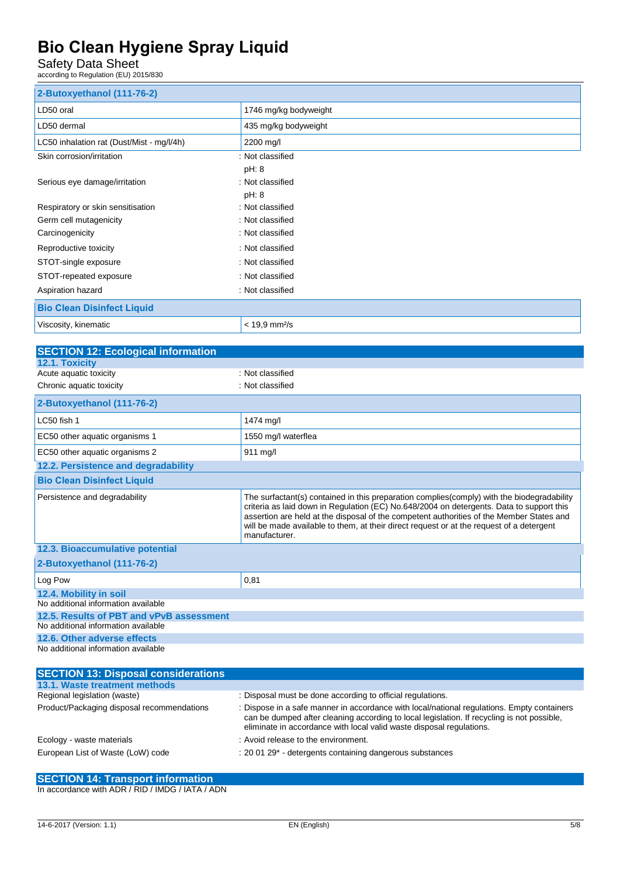| 2-Butoxyethanol (111-76-2) | |
|---|---|
| LD50 oral | 1746 mg/kg bodyweight |
| LD50 dermal | 435 mg/kg bodyweight |
| LC50 inhalation rat (Dust/Mist - mg/l/4h) | 2200 mg/l |

Skin corrosion/irritation : Not classified
pH: 8

Serious eye damage/irritation : Not classified
pH: 8

Respiratory or skin sensitisation : Not classified

Germ cell mutagenicity : Not classified

Carcinogenicity : Not classified

Reproductive toxicity : Not classified

STOT-single exposure : Not classified

STOT-repeated exposure : Not classified

Aspiration hazard : Not classified

| Bio Clean Disinfect Liquid | |
|---|---|
| Viscosity, kinematic | < 19,9 mm²/s |

## SECTION 12: Ecological information

### 12.1. Toxicity

Acute aquatic toxicity : Not classified

Chronic aquatic toxicity : Not classified

| 2-Butoxyethanol (111-76-2) | |
|---|---|
| LC50 fish 1 | 1474 mg/l |
| EC50 other aquatic organisms 1 | 1550 mg/l waterflea |
| EC50 other aquatic organisms 2 | 911 mg/l |

### 12.2. Persistence and degradability

| Bio Clean Disinfect Liquid | |
|---|---|
| Persistence and degradability | The surfactant(s) contained in this preparation complies(comply) with the biodegradability criteria as laid down in Regulation (EC) No.648/2004 on detergents. Data to support this assertion are held at the disposal of the competent authorities of the Member States and will be made available to them, at their direct request or at the request of a detergent manufacturer. |

### 12.3. Bioaccumulative potential

| 2-Butoxyethanol (111-76-2) | |
|---|---|
| Log Pow | 0,81 |

### 12.4. Mobility in soil

No additional information available

### 12.5. Results of PBT and vPvB assessment

No additional information available

### 12.6. Other adverse effects

No additional information available

## SECTION 13: Disposal considerations

### 13.1. Waste treatment methods

Regional legislation (waste) : Disposal must be done according to official regulations.

Product/Packaging disposal recommendations : Dispose in a safe manner in accordance with local/national regulations. Empty containers can be dumped after cleaning according to local legislation. If recycling is not possible, eliminate in accordance with local valid waste disposal regulations.

Ecology - waste materials : Avoid release to the environment.

European List of Waste (LoW) code : 20 01 29* - detergents containing dangerous substances

## SECTION 14: Transport information

In accordance with ADR / RID / IMDG / IATA / ADN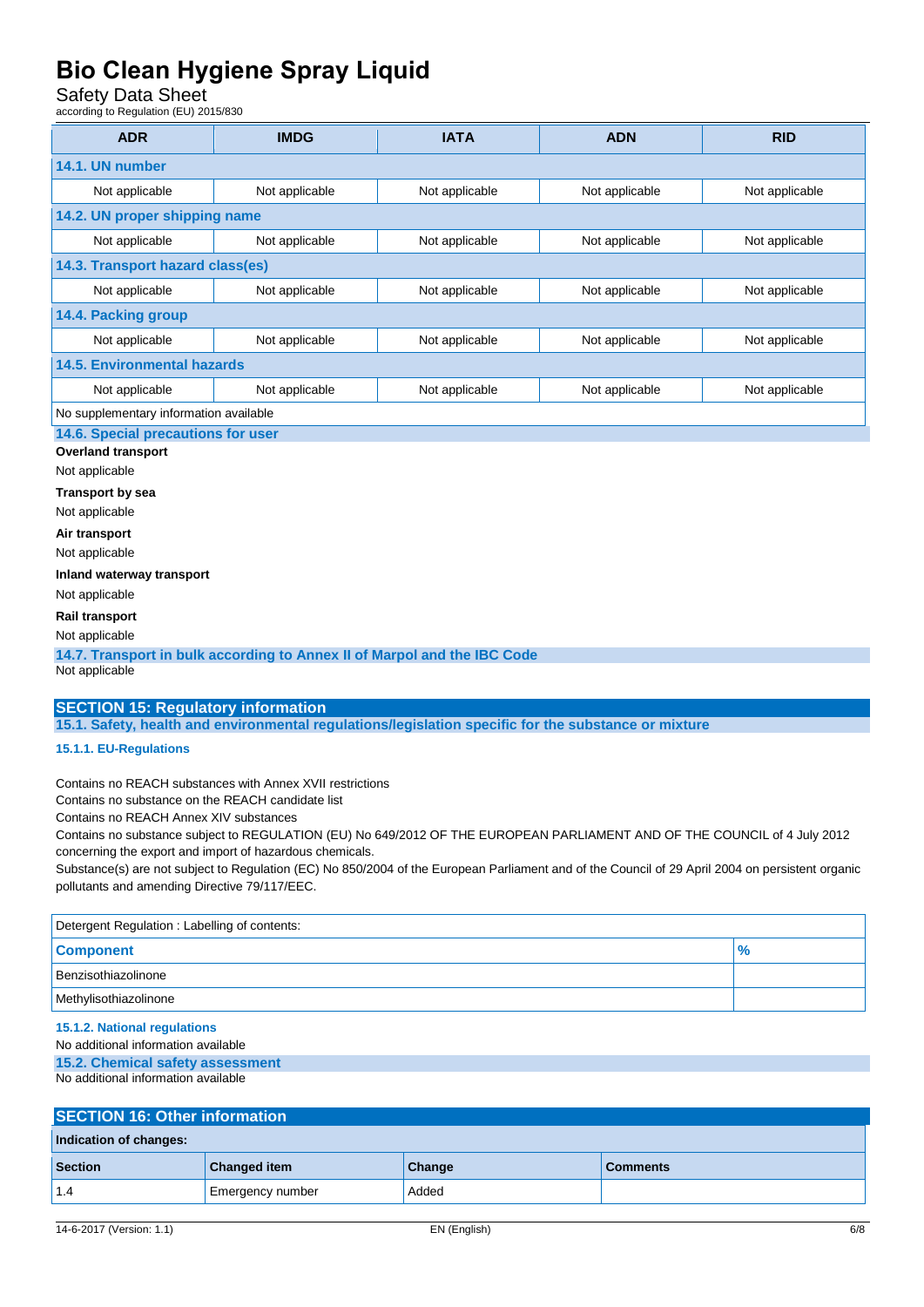| ADR | IMDG | IATA | ADN | RID |
|---|---|---|---|---|
| **14.1. UN number** | | | | |
| Not applicable | Not applicable | Not applicable | Not applicable | Not applicable |
| **14.2. UN proper shipping name** | | | | |
| Not applicable | Not applicable | Not applicable | Not applicable | Not applicable |
| **14.3. Transport hazard class(es)** | | | | |
| Not applicable | Not applicable | Not applicable | Not applicable | Not applicable |
| **14.4. Packing group** | | | | |
| Not applicable | Not applicable | Not applicable | Not applicable | Not applicable |
| **14.5. Environmental hazards** | | | | |
| Not applicable | Not applicable | Not applicable | Not applicable | Not applicable |
| No supplementary information available | | | | |

### 14.6. Special precautions for user

**Overland transport**

Not applicable

**Transport by sea**

Not applicable

**Air transport**

Not applicable

**Inland waterway transport**

Not applicable

**Rail transport**

Not applicable

### 14.7. Transport in bulk according to Annex II of Marpol and the IBC Code

Not applicable

## SECTION 15: Regulatory information

### 15.1. Safety, health and environmental regulations/legislation specific for the substance or mixture

#### 15.1.1. EU-Regulations

Contains no REACH substances with Annex XVII restrictions
Contains no substance on the REACH candidate list
Contains no REACH Annex XIV substances
Contains no substance subject to REGULATION (EU) No 649/2012 OF THE EUROPEAN PARLIAMENT AND OF THE COUNCIL of 4 July 2012 concerning the export and import of hazardous chemicals.
Substance(s) are not subject to Regulation (EC) No 850/2004 of the European Parliament and of the Council of 29 April 2004 on persistent organic pollutants and amending Directive 79/117/EEC.

| Detergent Regulation : Labelling of contents: | |
|---|---|
| **Component** | **%** |
| Benzisothiazolinone | |
| Methylisothiazolinone | |

#### 15.1.2. National regulations

No additional information available

### 15.2. Chemical safety assessment

No additional information available

## SECTION 16: Other information

| Indication of changes: | | | |
|---|---|---|---|
| **Section** | **Changed item** | **Change** | **Comments** |
| 1.4 | Emergency number | Added | |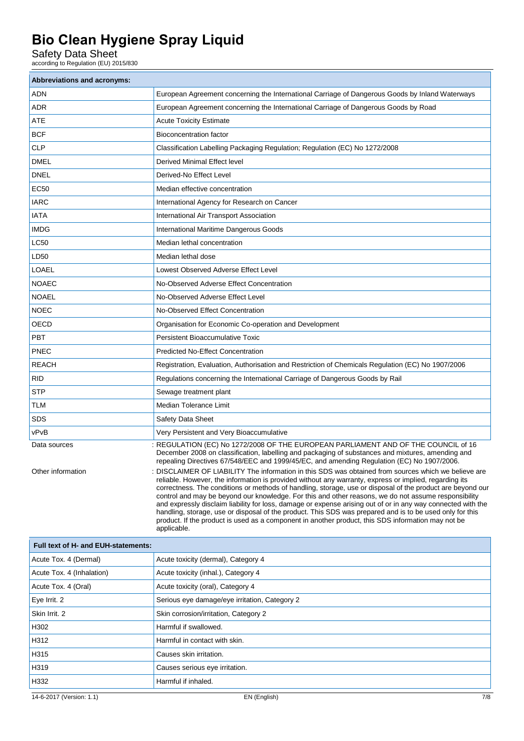| Abbreviations and acronyms: | |
|---|---|
| ADN | European Agreement concerning the International Carriage of Dangerous Goods by Inland Waterways |
| ADR | European Agreement concerning the International Carriage of Dangerous Goods by Road |
| ATE | Acute Toxicity Estimate |
| BCF | Bioconcentration factor |
| CLP | Classification Labelling Packaging Regulation; Regulation (EC) No 1272/2008 |
| DMEL | Derived Minimal Effect level |
| DNEL | Derived-No Effect Level |
| EC50 | Median effective concentration |
| IARC | International Agency for Research on Cancer |
| IATA | International Air Transport Association |
| IMDG | International Maritime Dangerous Goods |
| LC50 | Median lethal concentration |
| LD50 | Median lethal dose |
| LOAEL | Lowest Observed Adverse Effect Level |
| NOAEC | No-Observed Adverse Effect Concentration |
| NOAEL | No-Observed Adverse Effect Level |
| NOEC | No-Observed Effect Concentration |
| OECD | Organisation for Economic Co-operation and Development |
| PBT | Persistent Bioaccumulative Toxic |
| PNEC | Predicted No-Effect Concentration |
| REACH | Registration, Evaluation, Authorisation and Restriction of Chemicals Regulation (EC) No 1907/2006 |
| RID | Regulations concerning the International Carriage of Dangerous Goods by Rail |
| STP | Sewage treatment plant |
| TLM | Median Tolerance Limit |
| SDS | Safety Data Sheet |
| vPvB | Very Persistent and Very Bioaccumulative |

Data sources : REGULATION (EC) No 1272/2008 OF THE EUROPEAN PARLIAMENT AND OF THE COUNCIL of 16 December 2008 on classification, labelling and packaging of substances and mixtures, amending and repealing Directives 67/548/EEC and 1999/45/EC, and amending Regulation (EC) No 1907/2006.

Other information : DISCLAIMER OF LIABILITY The information in this SDS was obtained from sources which we believe are reliable. However, the information is provided without any warranty, express or implied, regarding its correctness. The conditions or methods of handling, storage, use or disposal of the product are beyond our control and may be beyond our knowledge. For this and other reasons, we do not assume responsibility and expressly disclaim liability for loss, damage or expense arising out of or in any way connected with the handling, storage, use or disposal of the product. This SDS was prepared and is to be used only for this product. If the product is used as a component in another product, this SDS information may not be applicable.

| Full text of H- and EUH-statements: | |
|---|---|
| Acute Tox. 4 (Dermal) | Acute toxicity (dermal), Category 4 |
| Acute Tox. 4 (Inhalation) | Acute toxicity (inhal.), Category 4 |
| Acute Tox. 4 (Oral) | Acute toxicity (oral), Category 4 |
| Eye Irrit. 2 | Serious eye damage/eye irritation, Category 2 |
| Skin Irrit. 2 | Skin corrosion/irritation, Category 2 |
| H302 | Harmful if swallowed. |
| H312 | Harmful in contact with skin. |
| H315 | Causes skin irritation. |
| H319 | Causes serious eye irritation. |
| H332 | Harmful if inhaled. |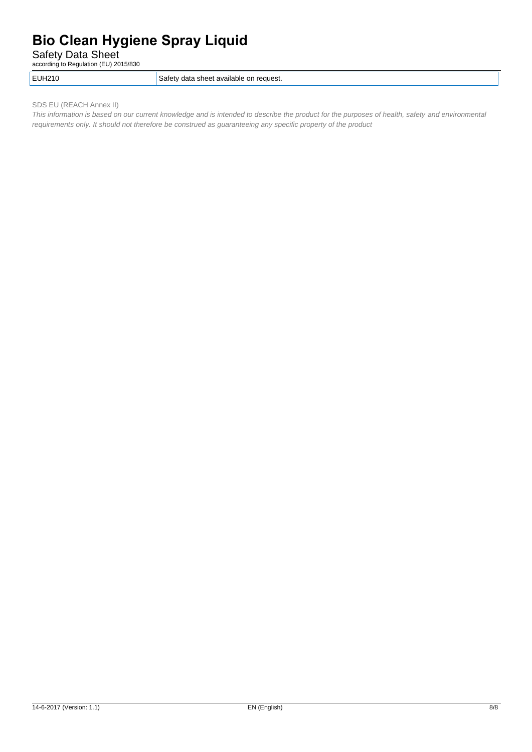| | |
|---|---|
| EUH210 | Safety data sheet available on request. |

SDS EU (REACH Annex II)

*This information is based on our current knowledge and is intended to describe the product for the purposes of health, safety and environmental requirements only. It should not therefore be construed as guaranteeing any specific property of the product*